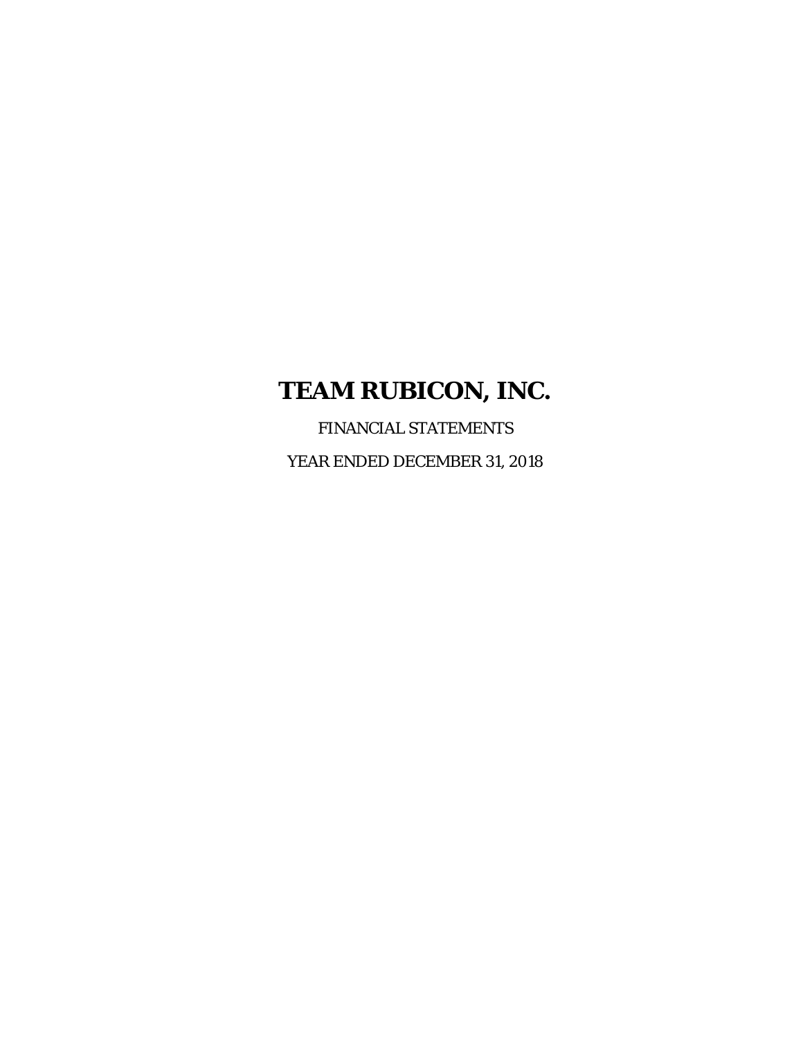# TEAM RUBICON, INC.

FINANCIAL STATEMENTS

YEAR ENDED DECEMBER 31, 2018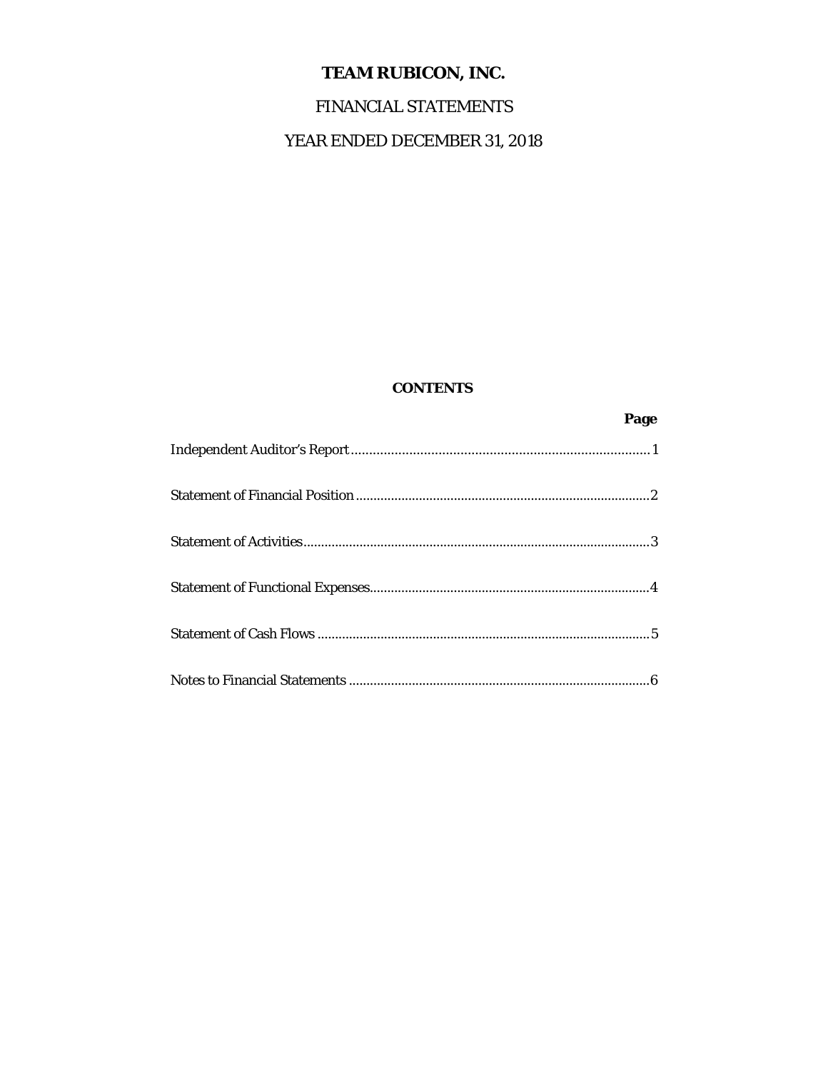# TEAM RUBICON, INC.

FINANCIAL STATEMENTS

YEAR ENDED DECEMBER 31, 2018

## CONTENTS

| | Page |
|---|---|
| Independent Auditor's Report | 1 |
| Statement of Financial Position | 2 |
| Statement of Activities | 3 |
| Statement of Functional Expenses | 4 |
| Statement of Cash Flows | 5 |
| Notes to Financial Statements | 6 |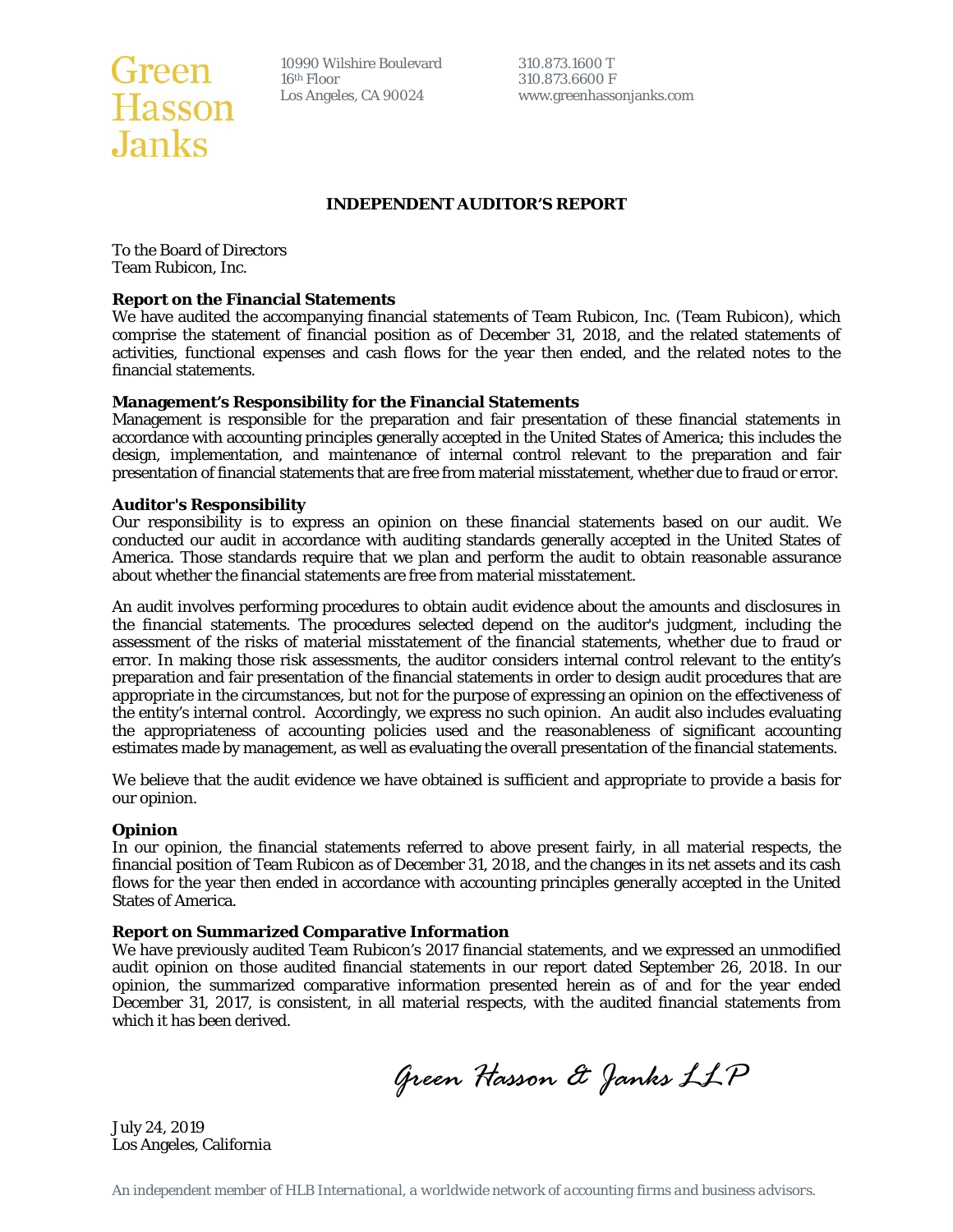Green
Hasson
Janks

10990 Wilshire Boulevard
16th Floor
Los Angeles, CA 90024

310.873.1600 T
310.873.6600 F
www.greenhassonjanks.com

# INDEPENDENT AUDITOR'S REPORT

To the Board of Directors
Team Rubicon, Inc.

**Report on the Financial Statements**
We have audited the accompanying financial statements of Team Rubicon, Inc. (Team Rubicon), which comprise the statement of financial position as of December 31, 2018, and the related statements of activities, functional expenses and cash flows for the year then ended, and the related notes to the financial statements.

**Management's Responsibility for the Financial Statements**
Management is responsible for the preparation and fair presentation of these financial statements in accordance with accounting principles generally accepted in the United States of America; this includes the design, implementation, and maintenance of internal control relevant to the preparation and fair presentation of financial statements that are free from material misstatement, whether due to fraud or error.

**Auditor's Responsibility**
Our responsibility is to express an opinion on these financial statements based on our audit. We conducted our audit in accordance with auditing standards generally accepted in the United States of America. Those standards require that we plan and perform the audit to obtain reasonable assurance about whether the financial statements are free from material misstatement.

An audit involves performing procedures to obtain audit evidence about the amounts and disclosures in the financial statements. The procedures selected depend on the auditor's judgment, including the assessment of the risks of material misstatement of the financial statements, whether due to fraud or error. In making those risk assessments, the auditor considers internal control relevant to the entity's preparation and fair presentation of the financial statements in order to design audit procedures that are appropriate in the circumstances, but not for the purpose of expressing an opinion on the effectiveness of the entity's internal control. Accordingly, we express no such opinion. An audit also includes evaluating the appropriateness of accounting policies used and the reasonableness of significant accounting estimates made by management, as well as evaluating the overall presentation of the financial statements.

We believe that the audit evidence we have obtained is sufficient and appropriate to provide a basis for our opinion.

**Opinion**
In our opinion, the financial statements referred to above present fairly, in all material respects, the financial position of Team Rubicon as of December 31, 2018, and the changes in its net assets and its cash flows for the year then ended in accordance with accounting principles generally accepted in the United States of America.

**Report on Summarized Comparative Information**
We have previously audited Team Rubicon's 2017 financial statements, and we expressed an unmodified audit opinion on those audited financial statements in our report dated September 26, 2018. In our opinion, the summarized comparative information presented herein as of and for the year ended December 31, 2017, is consistent, in all material respects, with the audited financial statements from which it has been derived.

*Green Hasson & Janks LLP*

July 24, 2019
Los Angeles, California

*An independent member of HLB International, a worldwide network of accounting firms and business advisors.*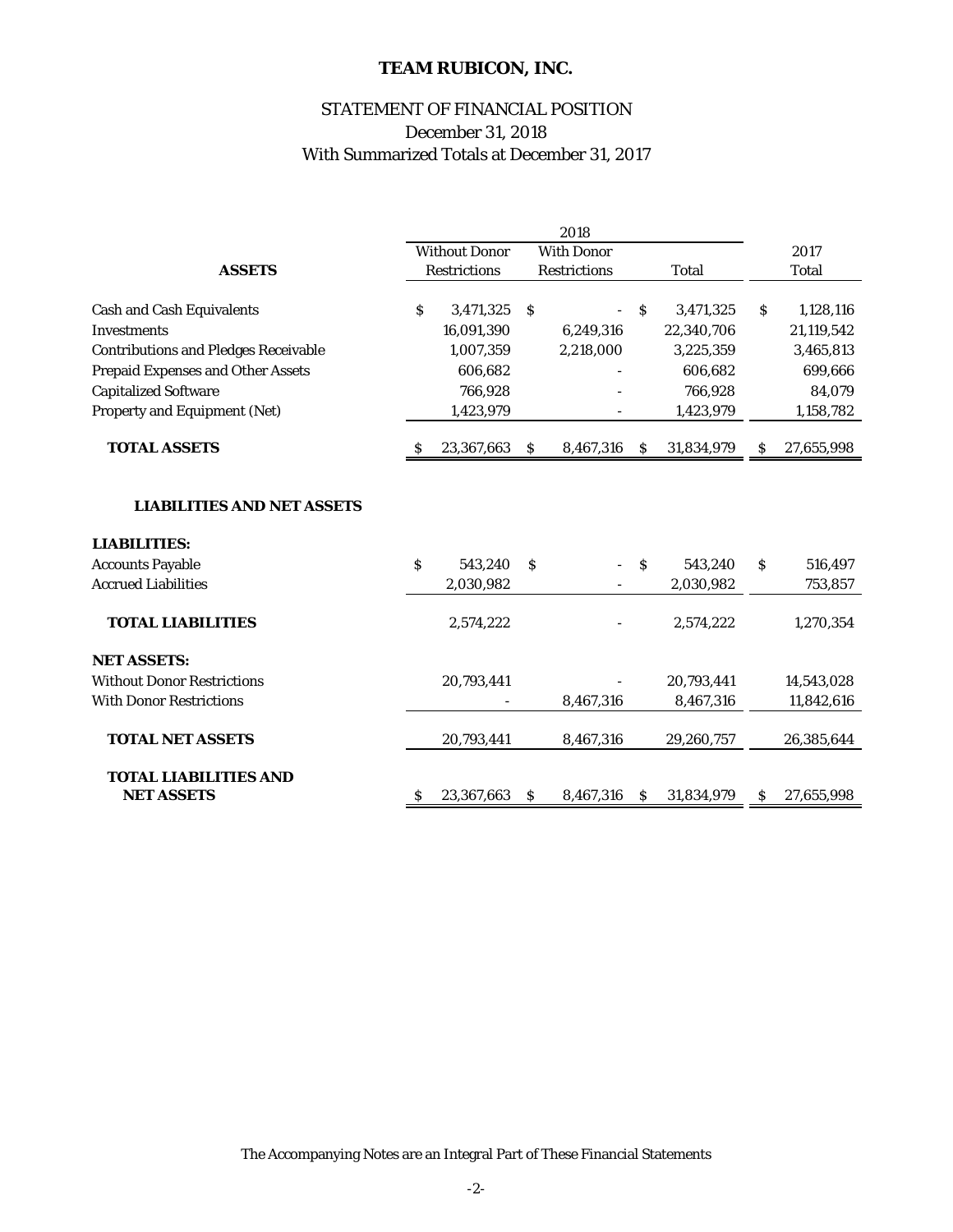# TEAM RUBICON, INC.

## STATEMENT OF FINANCIAL POSITION
December 31, 2018
With Summarized Totals at December 31, 2017

| | 2018 | | | |
|---|---|---|---|---|
| **ASSETS** | Without Donor Restrictions | With Donor Restrictions | Total | 2017 Total |
| Cash and Cash Equivalents | $ 3,471,325 | $ - | $ 3,471,325 | $ 1,128,116 |
| Investments | 16,091,390 | 6,249,316 | 22,340,706 | 21,119,542 |
| Contributions and Pledges Receivable | 1,007,359 | 2,218,000 | 3,225,359 | 3,465,813 |
| Prepaid Expenses and Other Assets | 606,682 | - | 606,682 | 699,666 |
| Capitalized Software | 766,928 | - | 766,928 | 84,079 |
| Property and Equipment (Net) | 1,423,979 | - | 1,423,979 | 1,158,782 |
| **TOTAL ASSETS** | $ 23,367,663 | $ 8,467,316 | $ 31,834,979 | $ 27,655,998 |
| | | | | |
| **LIABILITIES AND NET ASSETS** | | | | |
| **LIABILITIES:** | | | | |
| Accounts Payable | $ 543,240 | $ - | $ 543,240 | $ 516,497 |
| Accrued Liabilities | 2,030,982 | - | 2,030,982 | 753,857 |
| **TOTAL LIABILITIES** | 2,574,222 | - | 2,574,222 | 1,270,354 |
| **NET ASSETS:** | | | | |
| Without Donor Restrictions | 20,793,441 | - | 20,793,441 | 14,543,028 |
| With Donor Restrictions | - | 8,467,316 | 8,467,316 | 11,842,616 |
| **TOTAL NET ASSETS** | 20,793,441 | 8,467,316 | 29,260,757 | 26,385,644 |
| **TOTAL LIABILITIES AND NET ASSETS** | $ 23,367,663 | $ 8,467,316 | $ 31,834,979 | $ 27,655,998 |

The Accompanying Notes are an Integral Part of These Financial Statements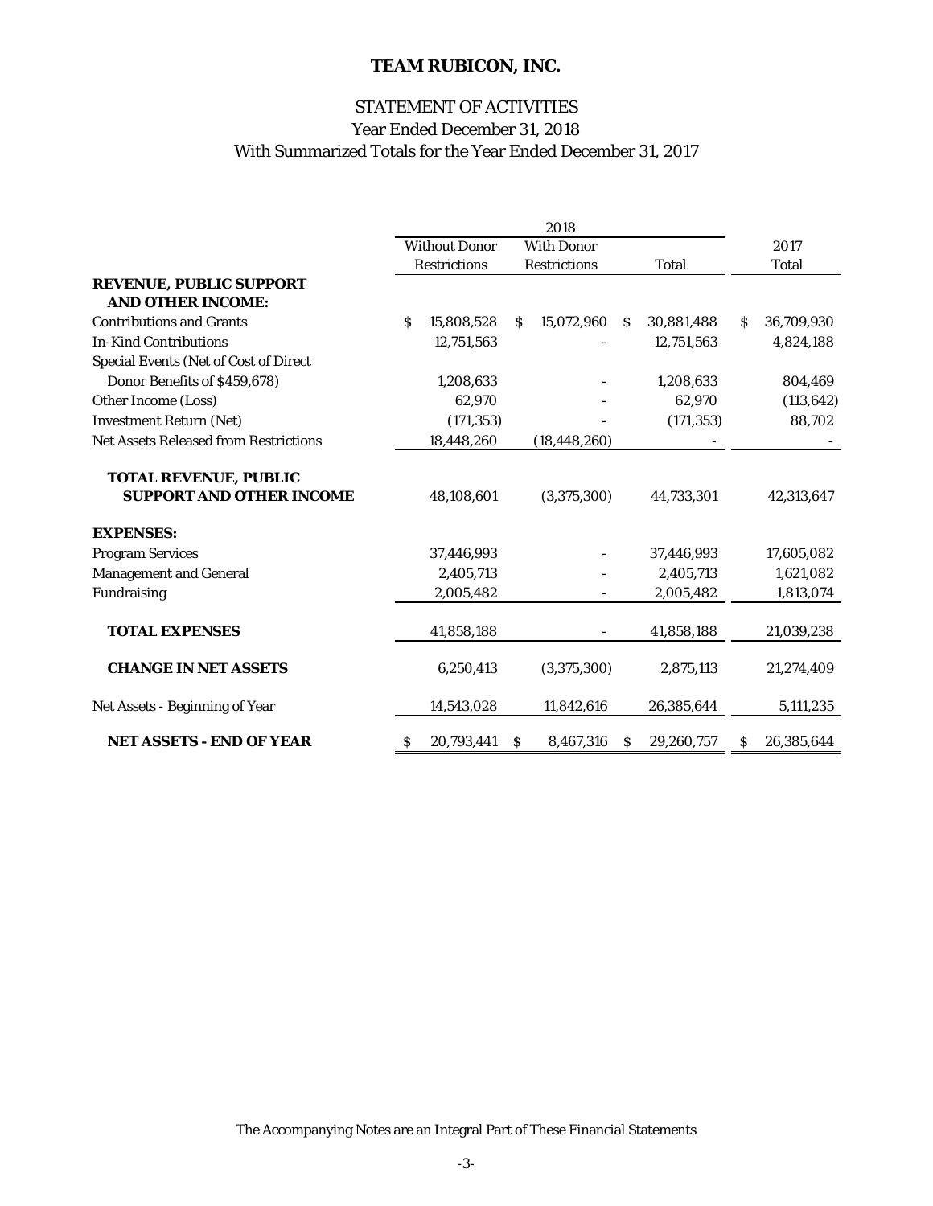# TEAM RUBICON, INC.

## STATEMENT OF ACTIVITIES
Year Ended December 31, 2018
With Summarized Totals for the Year Ended December 31, 2017

| | 2018 | | | 2017 |
|---|---|---|---|---|
| | Without Donor Restrictions | With Donor Restrictions | Total | Total |
| **REVENUE, PUBLIC SUPPORT AND OTHER INCOME:** | | | | |
| Contributions and Grants | $ 15,808,528 | $ 15,072,960 | $ 30,881,488 | $ 36,709,930 |
| In-Kind Contributions | 12,751,563 | - | 12,751,563 | 4,824,188 |
| Special Events (Net of Cost of Direct Donor Benefits of $459,678) | 1,208,633 | - | 1,208,633 | 804,469 |
| Other Income (Loss) | 62,970 | - | 62,970 | (113,642) |
| Investment Return (Net) | (171,353) | - | (171,353) | 88,702 |
| Net Assets Released from Restrictions | 18,448,260 | (18,448,260) | - | - |
| **TOTAL REVENUE, PUBLIC SUPPORT AND OTHER INCOME** | 48,108,601 | (3,375,300) | 44,733,301 | 42,313,647 |
| **EXPENSES:** | | | | |
| Program Services | 37,446,993 | - | 37,446,993 | 17,605,082 |
| Management and General | 2,405,713 | - | 2,405,713 | 1,621,082 |
| Fundraising | 2,005,482 | - | 2,005,482 | 1,813,074 |
| **TOTAL EXPENSES** | 41,858,188 | - | 41,858,188 | 21,039,238 |
| **CHANGE IN NET ASSETS** | 6,250,413 | (3,375,300) | 2,875,113 | 21,274,409 |
| Net Assets - Beginning of Year | 14,543,028 | 11,842,616 | 26,385,644 | 5,111,235 |
| **NET ASSETS - END OF YEAR** | $ 20,793,441 | $ 8,467,316 | $ 29,260,757 | $ 26,385,644 |

The Accompanying Notes are an Integral Part of These Financial Statements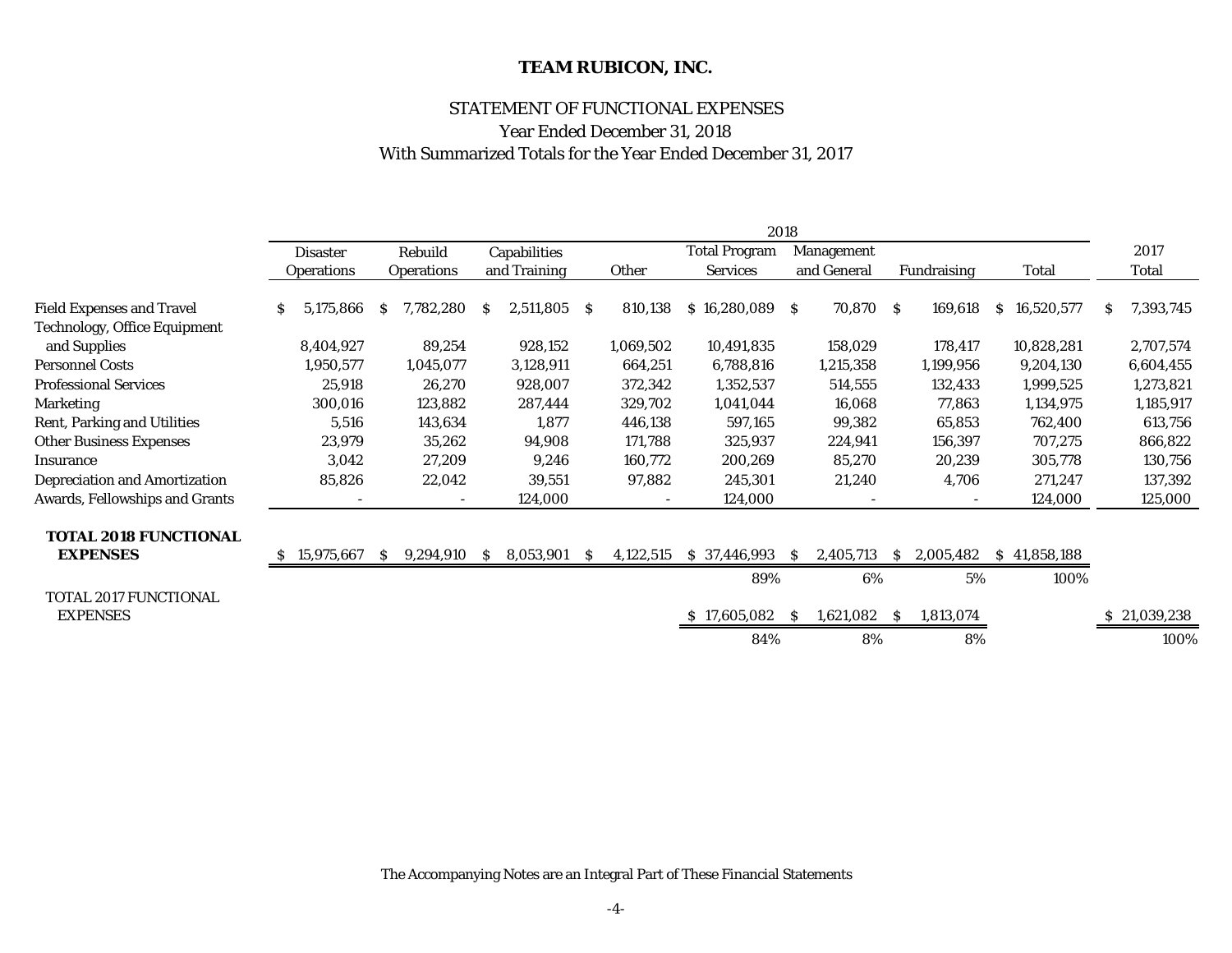**TEAM RUBICON, INC.**

STATEMENT OF FUNCTIONAL EXPENSES
Year Ended December 31, 2018
With Summarized Totals for the Year Ended December 31, 2017

| | 2018 | | | | | | | | |
|---|---|---|---|---|---|---|---|---|---|
| | Disaster Operations | Rebuild Operations | Capabilities and Training | Other | Total Program Services | Management and General | Fundraising | Total | 2017 Total |
| Field Expenses and Travel | $ 5,175,866 | $ 7,782,280 | $ 2,511,805 | $ 810,138 | $ 16,280,089 | $ 70,870 | $ 169,618 | $ 16,520,577 | $ 7,393,745 |
| Technology, Office Equipment and Supplies | 8,404,927 | 89,254 | 928,152 | 1,069,502 | 10,491,835 | 158,029 | 178,417 | 10,828,281 | 2,707,574 |
| Personnel Costs | 1,950,577 | 1,045,077 | 3,128,911 | 664,251 | 6,788,816 | 1,215,358 | 1,199,956 | 9,204,130 | 6,604,455 |
| Professional Services | 25,918 | 26,270 | 928,007 | 372,342 | 1,352,537 | 514,555 | 132,433 | 1,999,525 | 1,273,821 |
| Marketing | 300,016 | 123,882 | 287,444 | 329,702 | 1,041,044 | 16,068 | 77,863 | 1,134,975 | 1,185,917 |
| Rent, Parking and Utilities | 5,516 | 143,634 | 1,877 | 446,138 | 597,165 | 99,382 | 65,853 | 762,400 | 613,756 |
| Other Business Expenses | 23,979 | 35,262 | 94,908 | 171,788 | 325,937 | 224,941 | 156,397 | 707,275 | 866,822 |
| Insurance | 3,042 | 27,209 | 9,246 | 160,772 | 200,269 | 85,270 | 20,239 | 305,778 | 130,756 |
| Depreciation and Amortization | 85,826 | 22,042 | 39,551 | 97,882 | 245,301 | 21,240 | 4,706 | 271,247 | 137,392 |
| Awards, Fellowships and Grants | - | - | 124,000 | - | 124,000 | - | - | 124,000 | 125,000 |
| **TOTAL 2018 FUNCTIONAL EXPENSES** | $ 15,975,667 | $ 9,294,910 | $ 8,053,901 | $ 4,122,515 | $ 37,446,993 | $ 2,405,713 | $ 2,005,482 | $ 41,858,188 | |
| | | | | | 89% | 6% | 5% | 100% | |
| TOTAL 2017 FUNCTIONAL EXPENSES | | | | | $ 17,605,082 | $ 1,621,082 | $ 1,813,074 | | $ 21,039,238 |
| | | | | | 84% | 8% | 8% | | 100% |

The Accompanying Notes are an Integral Part of These Financial Statements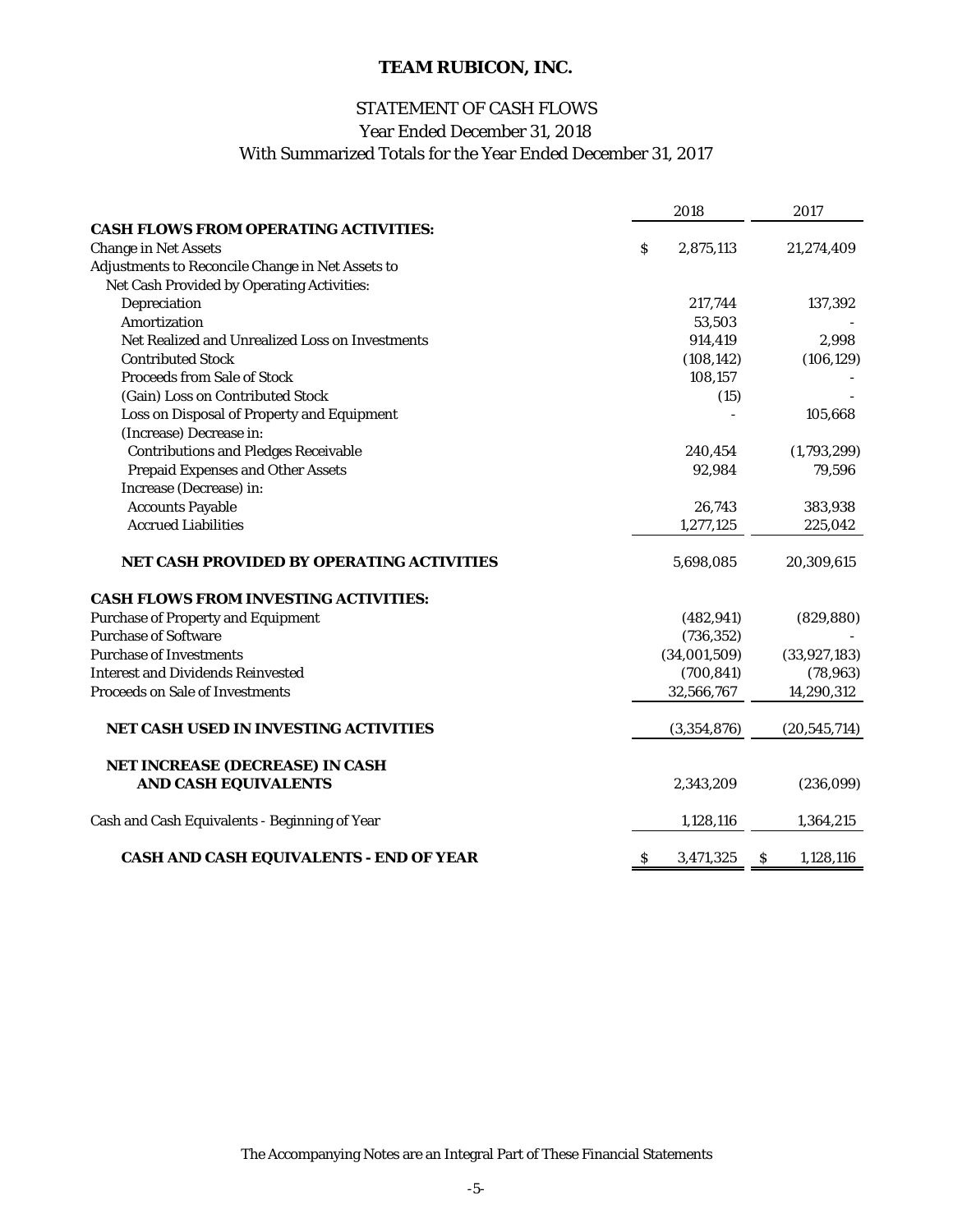# TEAM RUBICON, INC.

## STATEMENT OF CASH FLOWS
### Year Ended December 31, 2018
### With Summarized Totals for the Year Ended December 31, 2017

| | 2018 | 2017 |
|---|---|---|
| **CASH FLOWS FROM OPERATING ACTIVITIES:** | | |
| Change in Net Assets | $ 2,875,113 | 21,274,409 |
| Adjustments to Reconcile Change in Net Assets to | | |
| Net Cash Provided by Operating Activities: | | |
| Depreciation | 217,744 | 137,392 |
| Amortization | 53,503 | - |
| Net Realized and Unrealized Loss on Investments | 914,419 | 2,998 |
| Contributed Stock | (108,142) | (106,129) |
| Proceeds from Sale of Stock | 108,157 | - |
| (Gain) Loss on Contributed Stock | (15) | - |
| Loss on Disposal of Property and Equipment | - | 105,668 |
| (Increase) Decrease in: | | |
| Contributions and Pledges Receivable | 240,454 | (1,793,299) |
| Prepaid Expenses and Other Assets | 92,984 | 79,596 |
| Increase (Decrease) in: | | |
| Accounts Payable | 26,743 | 383,938 |
| Accrued Liabilities | 1,277,125 | 225,042 |
| **NET CASH PROVIDED BY OPERATING ACTIVITIES** | 5,698,085 | 20,309,615 |
| **CASH FLOWS FROM INVESTING ACTIVITIES:** | | |
| Purchase of Property and Equipment | (482,941) | (829,880) |
| Purchase of Software | (736,352) | - |
| Purchase of Investments | (34,001,509) | (33,927,183) |
| Interest and Dividends Reinvested | (700,841) | (78,963) |
| Proceeds on Sale of Investments | 32,566,767 | 14,290,312 |
| **NET CASH USED IN INVESTING ACTIVITIES** | (3,354,876) | (20,545,714) |
| **NET INCREASE (DECREASE) IN CASH AND CASH EQUIVALENTS** | 2,343,209 | (236,099) |
| Cash and Cash Equivalents - Beginning of Year | 1,128,116 | 1,364,215 |
| **CASH AND CASH EQUIVALENTS - END OF YEAR** | $ 3,471,325 | $ 1,128,116 |

The Accompanying Notes are an Integral Part of These Financial Statements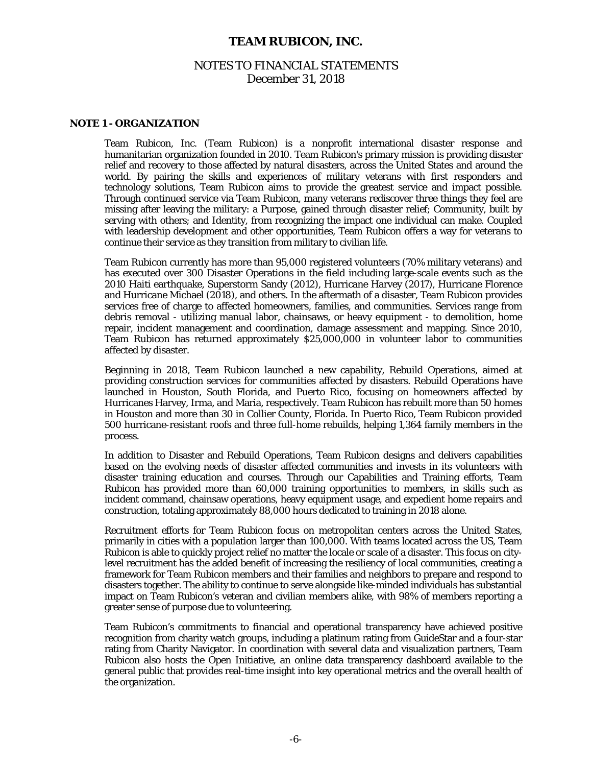# TEAM RUBICON, INC.

## NOTES TO FINANCIAL STATEMENTS
December 31, 2018

### NOTE 1 - ORGANIZATION

Team Rubicon, Inc. (Team Rubicon) is a nonprofit international disaster response and humanitarian organization founded in 2010. Team Rubicon's primary mission is providing disaster relief and recovery to those affected by natural disasters, across the United States and around the world. By pairing the skills and experiences of military veterans with first responders and technology solutions, Team Rubicon aims to provide the greatest service and impact possible. Through continued service via Team Rubicon, many veterans rediscover three things they feel are missing after leaving the military: a Purpose, gained through disaster relief; Community, built by serving with others; and Identity, from recognizing the impact one individual can make. Coupled with leadership development and other opportunities, Team Rubicon offers a way for veterans to continue their service as they transition from military to civilian life.

Team Rubicon currently has more than 95,000 registered volunteers (70% military veterans) and has executed over 300 Disaster Operations in the field including large-scale events such as the 2010 Haiti earthquake, Superstorm Sandy (2012), Hurricane Harvey (2017), Hurricane Florence and Hurricane Michael (2018), and others. In the aftermath of a disaster, Team Rubicon provides services free of charge to affected homeowners, families, and communities. Services range from debris removal - utilizing manual labor, chainsaws, or heavy equipment - to demolition, home repair, incident management and coordination, damage assessment and mapping. Since 2010, Team Rubicon has returned approximately $25,000,000 in volunteer labor to communities affected by disaster.

Beginning in 2018, Team Rubicon launched a new capability, Rebuild Operations, aimed at providing construction services for communities affected by disasters. Rebuild Operations have launched in Houston, South Florida, and Puerto Rico, focusing on homeowners affected by Hurricanes Harvey, Irma, and Maria, respectively. Team Rubicon has rebuilt more than 50 homes in Houston and more than 30 in Collier County, Florida. In Puerto Rico, Team Rubicon provided 500 hurricane-resistant roofs and three full-home rebuilds, helping 1,364 family members in the process.

In addition to Disaster and Rebuild Operations, Team Rubicon designs and delivers capabilities based on the evolving needs of disaster affected communities and invests in its volunteers with disaster training education and courses. Through our Capabilities and Training efforts, Team Rubicon has provided more than 60,000 training opportunities to members, in skills such as incident command, chainsaw operations, heavy equipment usage, and expedient home repairs and construction, totaling approximately 88,000 hours dedicated to training in 2018 alone.

Recruitment efforts for Team Rubicon focus on metropolitan centers across the United States, primarily in cities with a population larger than 100,000. With teams located across the US, Team Rubicon is able to quickly project relief no matter the locale or scale of a disaster. This focus on city-level recruitment has the added benefit of increasing the resiliency of local communities, creating a framework for Team Rubicon members and their families and neighbors to prepare and respond to disasters together. The ability to continue to serve alongside like-minded individuals has substantial impact on Team Rubicon's veteran and civilian members alike, with 98% of members reporting a greater sense of purpose due to volunteering.

Team Rubicon's commitments to financial and operational transparency have achieved positive recognition from charity watch groups, including a platinum rating from GuideStar and a four-star rating from Charity Navigator. In coordination with several data and visualization partners, Team Rubicon also hosts the Open Initiative, an online data transparency dashboard available to the general public that provides real-time insight into key operational metrics and the overall health of the organization.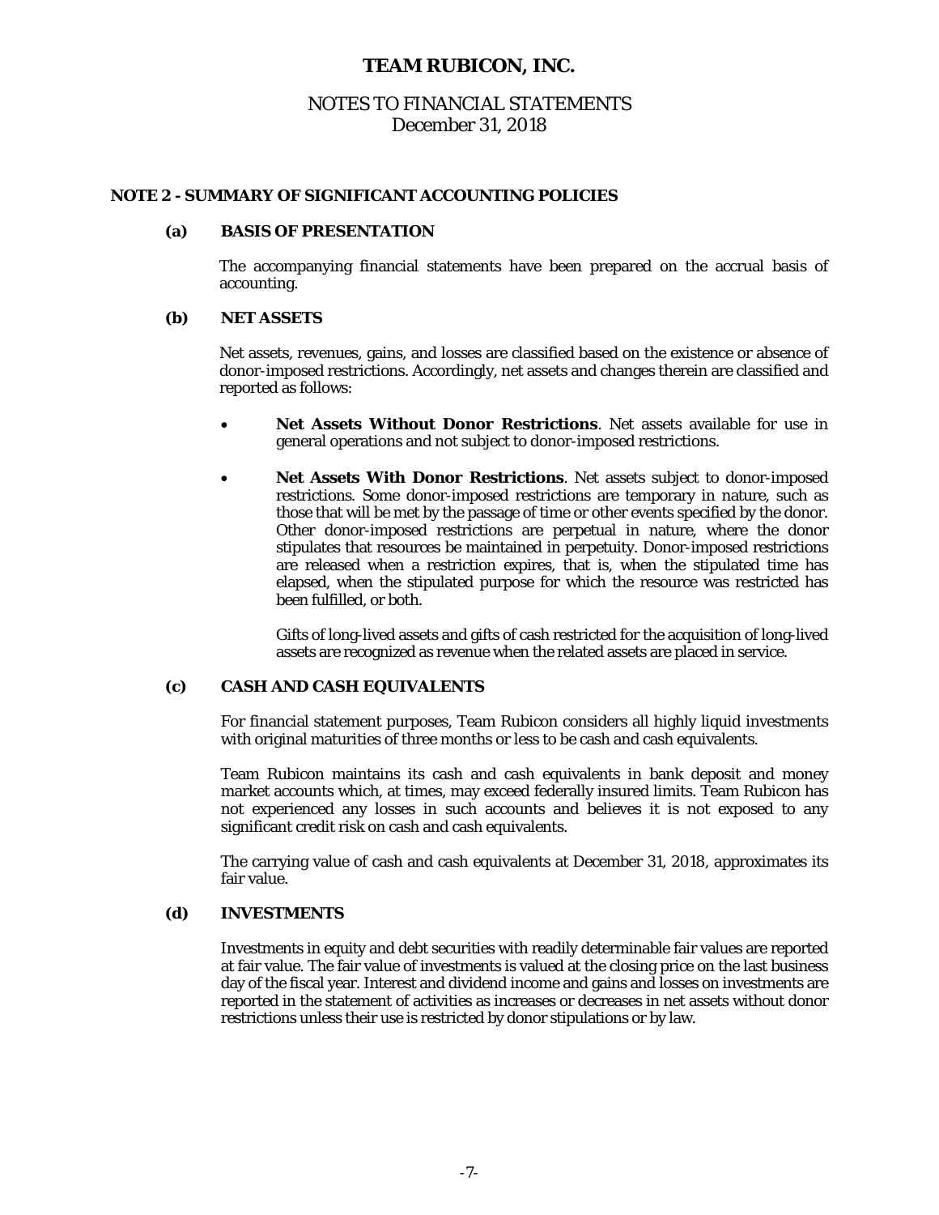# TEAM RUBICON, INC.

## NOTES TO FINANCIAL STATEMENTS
December 31, 2018

### NOTE 2 - SUMMARY OF SIGNIFICANT ACCOUNTING POLICIES

#### (a) BASIS OF PRESENTATION

The accompanying financial statements have been prepared on the accrual basis of accounting.

#### (b) NET ASSETS

Net assets, revenues, gains, and losses are classified based on the existence or absence of donor-imposed restrictions. Accordingly, net assets and changes therein are classified and reported as follows:

- **Net Assets Without Donor Restrictions**. Net assets available for use in general operations and not subject to donor-imposed restrictions.

- **Net Assets With Donor Restrictions**. Net assets subject to donor-imposed restrictions. Some donor-imposed restrictions are temporary in nature, such as those that will be met by the passage of time or other events specified by the donor. Other donor-imposed restrictions are perpetual in nature, where the donor stipulates that resources be maintained in perpetuity. Donor-imposed restrictions are released when a restriction expires, that is, when the stipulated time has elapsed, when the stipulated purpose for which the resource was restricted has been fulfilled, or both.

  Gifts of long-lived assets and gifts of cash restricted for the acquisition of long-lived assets are recognized as revenue when the related assets are placed in service.

#### (c) CASH AND CASH EQUIVALENTS

For financial statement purposes, Team Rubicon considers all highly liquid investments with original maturities of three months or less to be cash and cash equivalents.

Team Rubicon maintains its cash and cash equivalents in bank deposit and money market accounts which, at times, may exceed federally insured limits. Team Rubicon has not experienced any losses in such accounts and believes it is not exposed to any significant credit risk on cash and cash equivalents.

The carrying value of cash and cash equivalents at December 31, 2018, approximates its fair value.

#### (d) INVESTMENTS

Investments in equity and debt securities with readily determinable fair values are reported at fair value. The fair value of investments is valued at the closing price on the last business day of the fiscal year. Interest and dividend income and gains and losses on investments are reported in the statement of activities as increases or decreases in net assets without donor restrictions unless their use is restricted by donor stipulations or by law.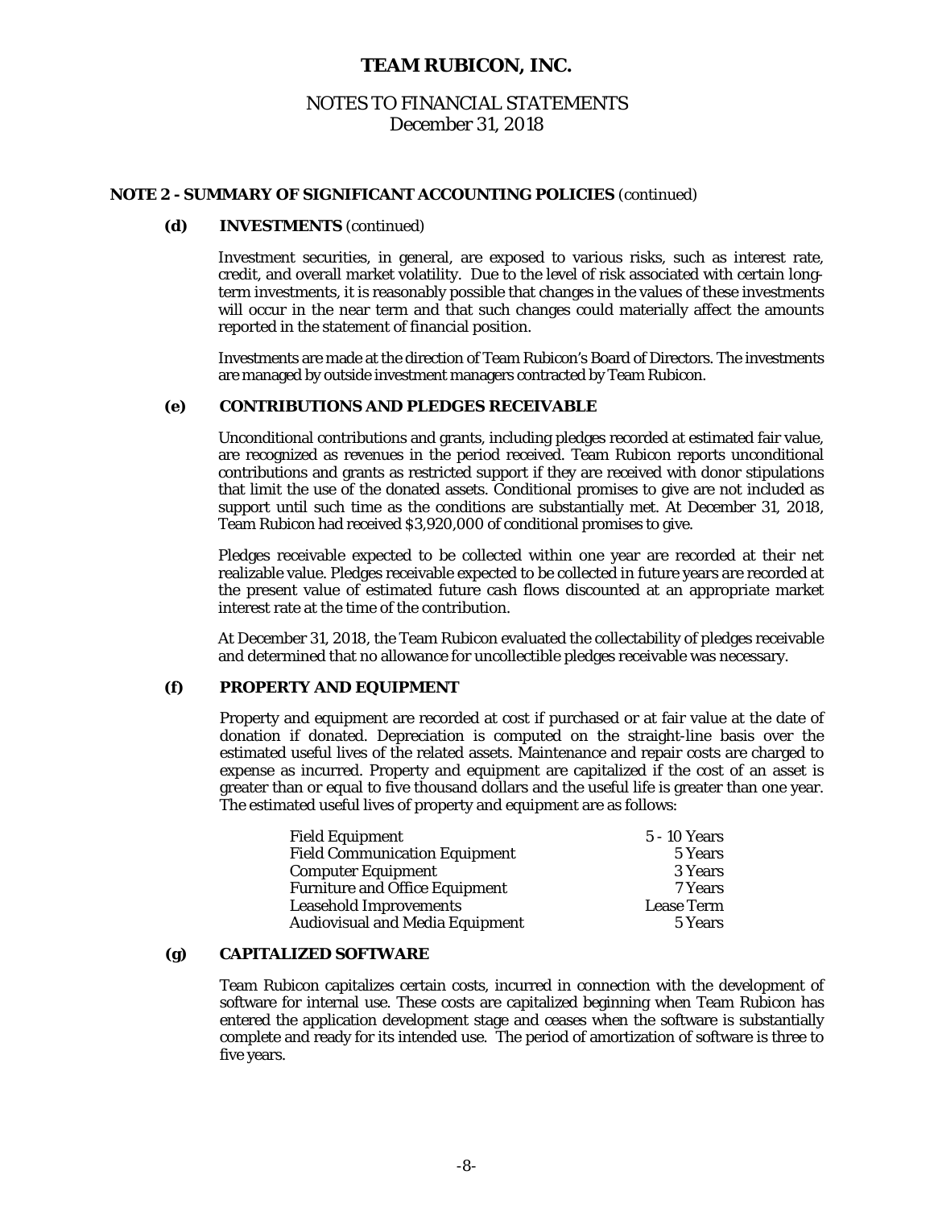# TEAM RUBICON, INC.

## NOTES TO FINANCIAL STATEMENTS
December 31, 2018

### NOTE 2 - SUMMARY OF SIGNIFICANT ACCOUNTING POLICIES *(continued)*

#### (d) INVESTMENTS *(continued)*

Investment securities, in general, are exposed to various risks, such as interest rate, credit, and overall market volatility. Due to the level of risk associated with certain long-term investments, it is reasonably possible that changes in the values of these investments will occur in the near term and that such changes could materially affect the amounts reported in the statement of financial position.

Investments are made at the direction of Team Rubicon's Board of Directors. The investments are managed by outside investment managers contracted by Team Rubicon.

#### (e) CONTRIBUTIONS AND PLEDGES RECEIVABLE

Unconditional contributions and grants, including pledges recorded at estimated fair value, are recognized as revenues in the period received. Team Rubicon reports unconditional contributions and grants as restricted support if they are received with donor stipulations that limit the use of the donated assets. Conditional promises to give are not included as support until such time as the conditions are substantially met. At December 31, 2018, Team Rubicon had received $3,920,000 of conditional promises to give.

Pledges receivable expected to be collected within one year are recorded at their net realizable value. Pledges receivable expected to be collected in future years are recorded at the present value of estimated future cash flows discounted at an appropriate market interest rate at the time of the contribution.

At December 31, 2018, the Team Rubicon evaluated the collectability of pledges receivable and determined that no allowance for uncollectible pledges receivable was necessary.

#### (f) PROPERTY AND EQUIPMENT

Property and equipment are recorded at cost if purchased or at fair value at the date of donation if donated. Depreciation is computed on the straight-line basis over the estimated useful lives of the related assets. Maintenance and repair costs are charged to expense as incurred. Property and equipment are capitalized if the cost of an asset is greater than or equal to five thousand dollars and the useful life is greater than one year. The estimated useful lives of property and equipment are as follows:

| | |
|---|---|
| Field Equipment | 5 - 10 Years |
| Field Communication Equipment | 5 Years |
| Computer Equipment | 3 Years |
| Furniture and Office Equipment | 7 Years |
| Leasehold Improvements | Lease Term |
| Audiovisual and Media Equipment | 5 Years |

#### (g) CAPITALIZED SOFTWARE

Team Rubicon capitalizes certain costs, incurred in connection with the development of software for internal use. These costs are capitalized beginning when Team Rubicon has entered the application development stage and ceases when the software is substantially complete and ready for its intended use. The period of amortization of software is three to five years.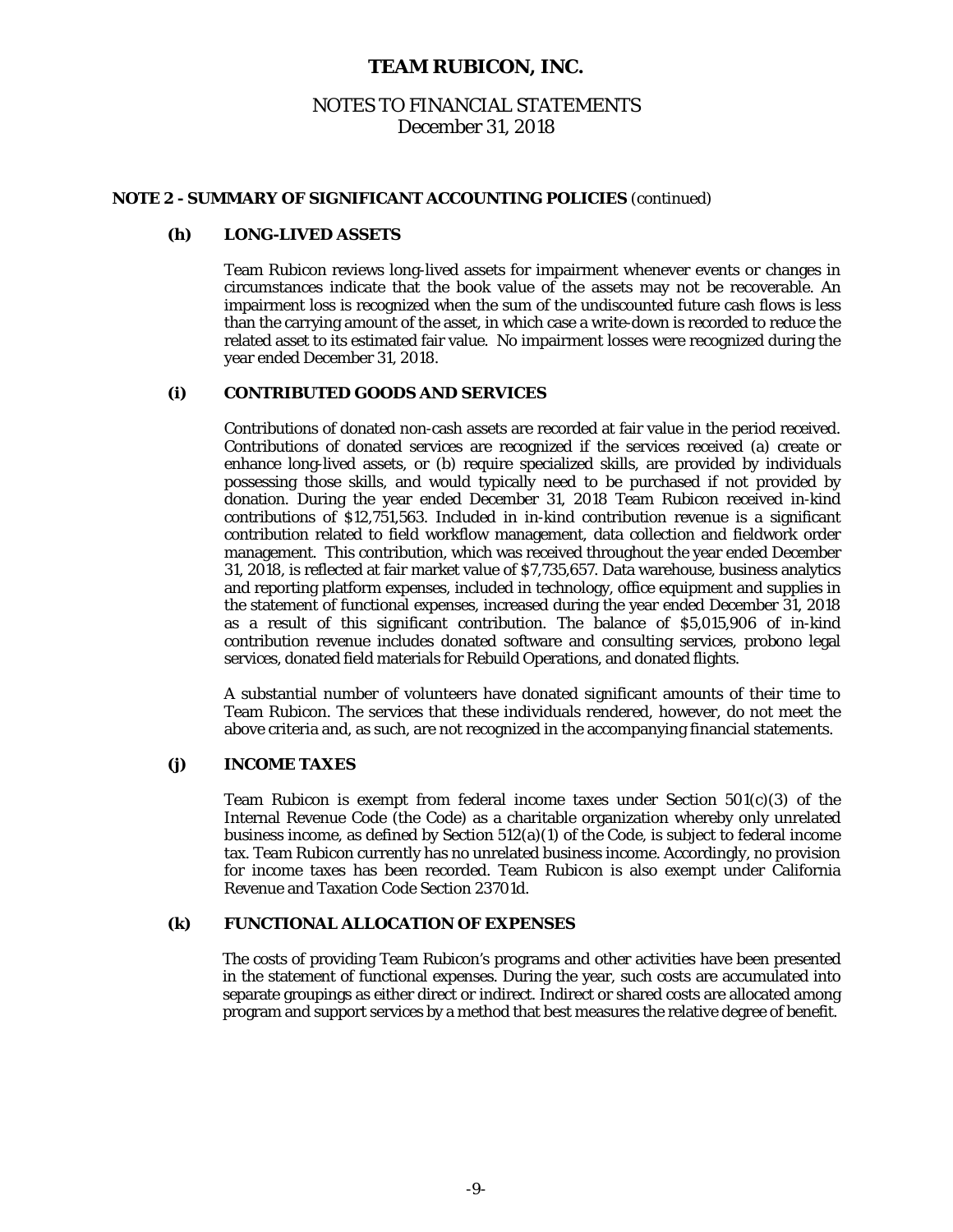# TEAM RUBICON, INC.

## NOTES TO FINANCIAL STATEMENTS
December 31, 2018

### NOTE 2 - SUMMARY OF SIGNIFICANT ACCOUNTING POLICIES *(continued)*

#### (h) LONG-LIVED ASSETS

Team Rubicon reviews long-lived assets for impairment whenever events or changes in circumstances indicate that the book value of the assets may not be recoverable. An impairment loss is recognized when the sum of the undiscounted future cash flows is less than the carrying amount of the asset, in which case a write-down is recorded to reduce the related asset to its estimated fair value. No impairment losses were recognized during the year ended December 31, 2018.

#### (i) CONTRIBUTED GOODS AND SERVICES

Contributions of donated non-cash assets are recorded at fair value in the period received. Contributions of donated services are recognized if the services received (a) create or enhance long-lived assets, or (b) require specialized skills, are provided by individuals possessing those skills, and would typically need to be purchased if not provided by donation. During the year ended December 31, 2018 Team Rubicon received in-kind contributions of $12,751,563. Included in in-kind contribution revenue is a significant contribution related to field workflow management, data collection and fieldwork order management. This contribution, which was received throughout the year ended December 31, 2018, is reflected at fair market value of $7,735,657. Data warehouse, business analytics and reporting platform expenses, included in technology, office equipment and supplies in the statement of functional expenses, increased during the year ended December 31, 2018 as a result of this significant contribution. The balance of $5,015,906 of in-kind contribution revenue includes donated software and consulting services, probono legal services, donated field materials for Rebuild Operations, and donated flights.

A substantial number of volunteers have donated significant amounts of their time to Team Rubicon. The services that these individuals rendered, however, do not meet the above criteria and, as such, are not recognized in the accompanying financial statements.

#### (j) INCOME TAXES

Team Rubicon is exempt from federal income taxes under Section 501(c)(3) of the Internal Revenue Code (the Code) as a charitable organization whereby only unrelated business income, as defined by Section 512(a)(1) of the Code, is subject to federal income tax. Team Rubicon currently has no unrelated business income. Accordingly, no provision for income taxes has been recorded. Team Rubicon is also exempt under California Revenue and Taxation Code Section 23701d.

#### (k) FUNCTIONAL ALLOCATION OF EXPENSES

The costs of providing Team Rubicon's programs and other activities have been presented in the statement of functional expenses. During the year, such costs are accumulated into separate groupings as either direct or indirect. Indirect or shared costs are allocated among program and support services by a method that best measures the relative degree of benefit.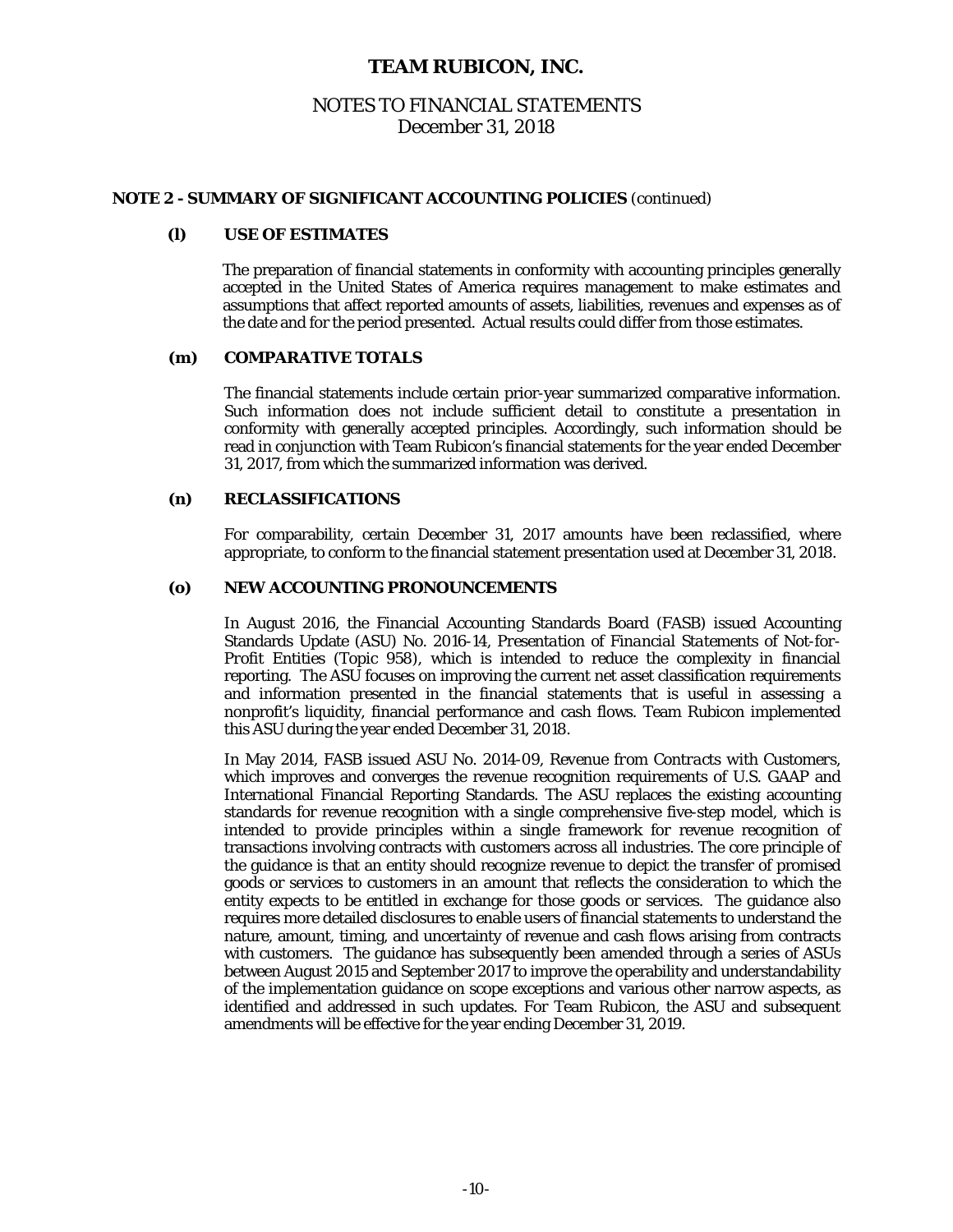## NOTE 2 - SUMMARY OF SIGNIFICANT ACCOUNTING POLICIES *(continued)*

### (l) USE OF ESTIMATES

The preparation of financial statements in conformity with accounting principles generally accepted in the United States of America requires management to make estimates and assumptions that affect reported amounts of assets, liabilities, revenues and expenses as of the date and for the period presented. Actual results could differ from those estimates.

### (m) COMPARATIVE TOTALS

The financial statements include certain prior-year summarized comparative information. Such information does not include sufficient detail to constitute a presentation in conformity with generally accepted principles. Accordingly, such information should be read in conjunction with Team Rubicon's financial statements for the year ended December 31, 2017, from which the summarized information was derived.

### (n) RECLASSIFICATIONS

For comparability, certain December 31, 2017 amounts have been reclassified, where appropriate, to conform to the financial statement presentation used at December 31, 2018.

### (o) NEW ACCOUNTING PRONOUNCEMENTS

In August 2016, the Financial Accounting Standards Board (FASB) issued Accounting Standards Update (ASU) No. 2016-14, *Presentation of Financial Statements of Not-for-Profit Entities (Topic 958)*, which is intended to reduce the complexity in financial reporting. The ASU focuses on improving the current net asset classification requirements and information presented in the financial statements that is useful in assessing a nonprofit's liquidity, financial performance and cash flows. Team Rubicon implemented this ASU during the year ended December 31, 2018.

In May 2014, FASB issued ASU No. 2014-09, *Revenue from Contracts with Customers*, which improves and converges the revenue recognition requirements of U.S. GAAP and International Financial Reporting Standards. The ASU replaces the existing accounting standards for revenue recognition with a single comprehensive five-step model, which is intended to provide principles within a single framework for revenue recognition of transactions involving contracts with customers across all industries. The core principle of the guidance is that an entity should recognize revenue to depict the transfer of promised goods or services to customers in an amount that reflects the consideration to which the entity expects to be entitled in exchange for those goods or services. The guidance also requires more detailed disclosures to enable users of financial statements to understand the nature, amount, timing, and uncertainty of revenue and cash flows arising from contracts with customers. The guidance has subsequently been amended through a series of ASUs between August 2015 and September 2017 to improve the operability and understandability of the implementation guidance on scope exceptions and various other narrow aspects, as identified and addressed in such updates. For Team Rubicon, the ASU and subsequent amendments will be effective for the year ending December 31, 2019.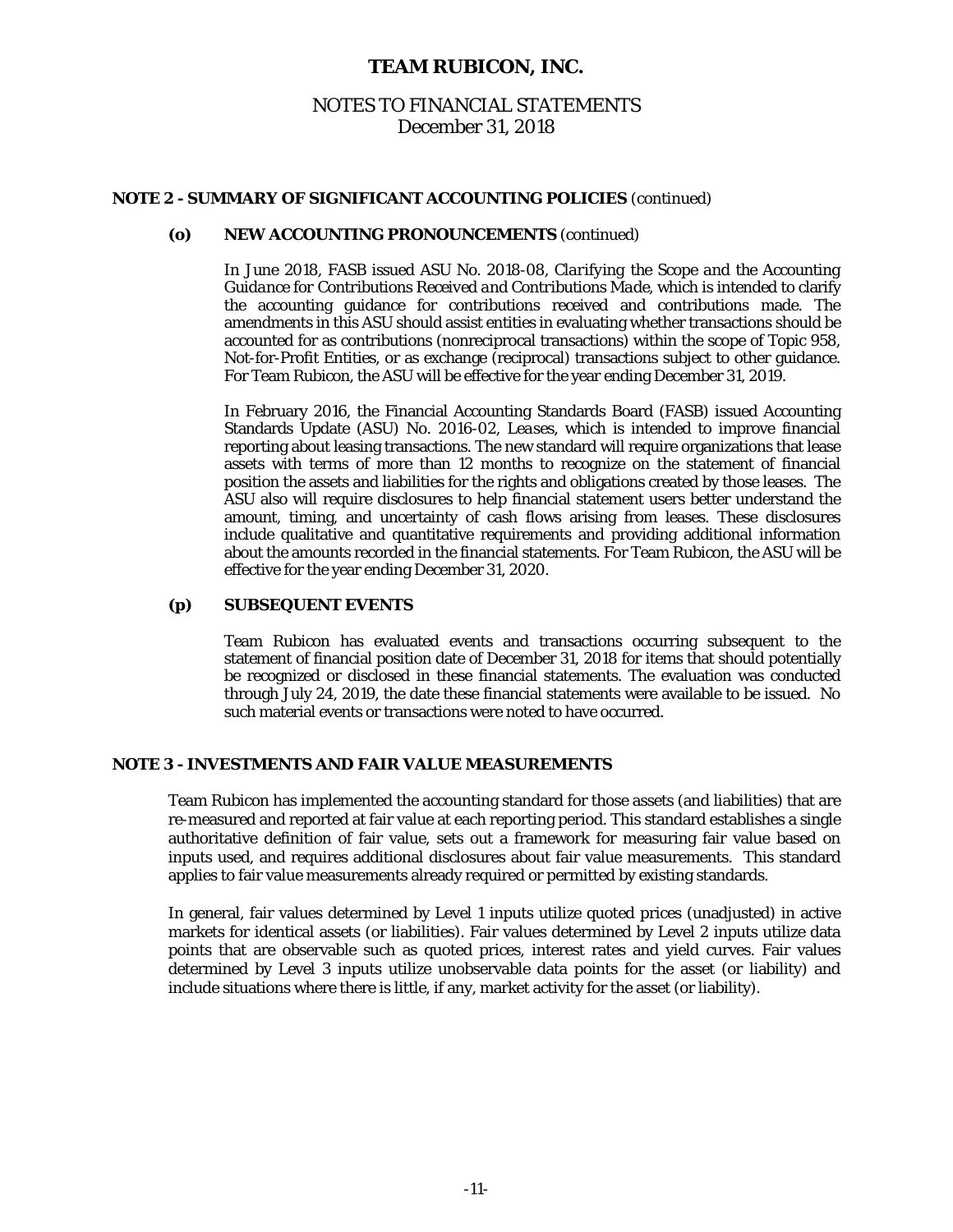# TEAM RUBICON, INC.

## NOTES TO FINANCIAL STATEMENTS
December 31, 2018

### NOTE 2 - SUMMARY OF SIGNIFICANT ACCOUNTING POLICIES (continued)

**(o) NEW ACCOUNTING PRONOUNCEMENTS** (continued)

In June 2018, FASB issued ASU No. 2018-08, *Clarifying the Scope and the Accounting Guidance for Contributions Received and Contributions Made*, which is intended to clarify the accounting guidance for contributions received and contributions made. The amendments in this ASU should assist entities in evaluating whether transactions should be accounted for as contributions (nonreciprocal transactions) within the scope of Topic 958, Not-for-Profit Entities, or as exchange (reciprocal) transactions subject to other guidance. For Team Rubicon, the ASU will be effective for the year ending December 31, 2019.

In February 2016, the Financial Accounting Standards Board (FASB) issued Accounting Standards Update (ASU) No. 2016-02, *Leases*, which is intended to improve financial reporting about leasing transactions. The new standard will require organizations that lease assets with terms of more than 12 months to recognize on the statement of financial position the assets and liabilities for the rights and obligations created by those leases. The ASU also will require disclosures to help financial statement users better understand the amount, timing, and uncertainty of cash flows arising from leases. These disclosures include qualitative and quantitative requirements and providing additional information about the amounts recorded in the financial statements. For Team Rubicon, the ASU will be effective for the year ending December 31, 2020.

**(p) SUBSEQUENT EVENTS**

Team Rubicon has evaluated events and transactions occurring subsequent to the statement of financial position date of December 31, 2018 for items that should potentially be recognized or disclosed in these financial statements. The evaluation was conducted through July 24, 2019, the date these financial statements were available to be issued. No such material events or transactions were noted to have occurred.

### NOTE 3 - INVESTMENTS AND FAIR VALUE MEASUREMENTS

Team Rubicon has implemented the accounting standard for those assets (and liabilities) that are re-measured and reported at fair value at each reporting period. This standard establishes a single authoritative definition of fair value, sets out a framework for measuring fair value based on inputs used, and requires additional disclosures about fair value measurements. This standard applies to fair value measurements already required or permitted by existing standards.

In general, fair values determined by Level 1 inputs utilize quoted prices (unadjusted) in active markets for identical assets (or liabilities). Fair values determined by Level 2 inputs utilize data points that are observable such as quoted prices, interest rates and yield curves. Fair values determined by Level 3 inputs utilize unobservable data points for the asset (or liability) and include situations where there is little, if any, market activity for the asset (or liability).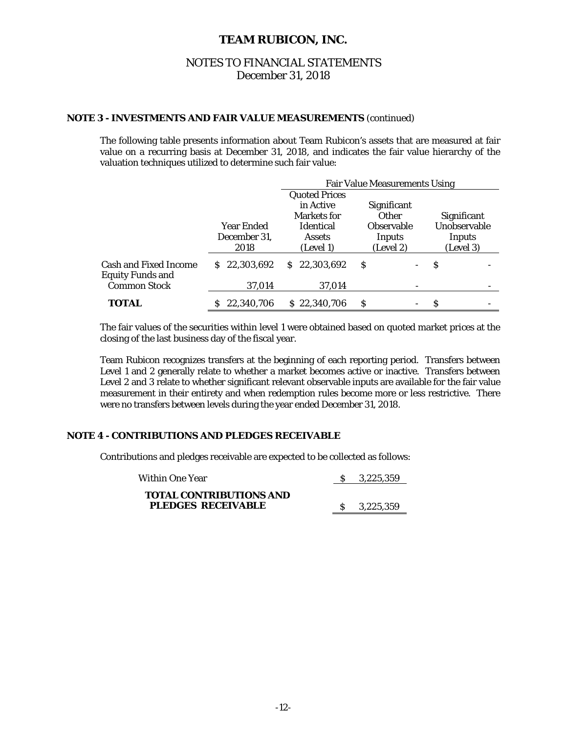# TEAM RUBICON, INC.

## NOTES TO FINANCIAL STATEMENTS
December 31, 2018

### NOTE 3 - INVESTMENTS AND FAIR VALUE MEASUREMENTS (continued)

The following table presents information about Team Rubicon's assets that are measured at fair value on a recurring basis at December 31, 2018, and indicates the fair value hierarchy of the valuation techniques utilized to determine such fair value:

| | | Fair Value Measurements Using | | |
|---|---|---|---|---|
| | Year Ended December 31, 2018 | Quoted Prices in Active Markets for Identical Assets (Level 1) | Significant Other Observable Inputs (Level 2) | Significant Unobservable Inputs (Level 3) |
| Cash and Fixed Income | $ 22,303,692 | $ 22,303,692 | $ - | $ - |
| Equity Funds and Common Stock | 37,014 | 37,014 | - | - |
| **TOTAL** | $ 22,340,706 | $ 22,340,706 | $ - | $ - |

The fair values of the securities within level 1 were obtained based on quoted market prices at the closing of the last business day of the fiscal year.

Team Rubicon recognizes transfers at the beginning of each reporting period. Transfers between Level 1 and 2 generally relate to whether a market becomes active or inactive. Transfers between Level 2 and 3 relate to whether significant relevant observable inputs are available for the fair value measurement in their entirety and when redemption rules become more or less restrictive. There were no transfers between levels during the year ended December 31, 2018.

### NOTE 4 - CONTRIBUTIONS AND PLEDGES RECEIVABLE

Contributions and pledges receivable are expected to be collected as follows:

| | |
|---|---|
| Within One Year | $ 3,225,359 |
| **TOTAL CONTRIBUTIONS AND PLEDGES RECEIVABLE** | $ 3,225,359 |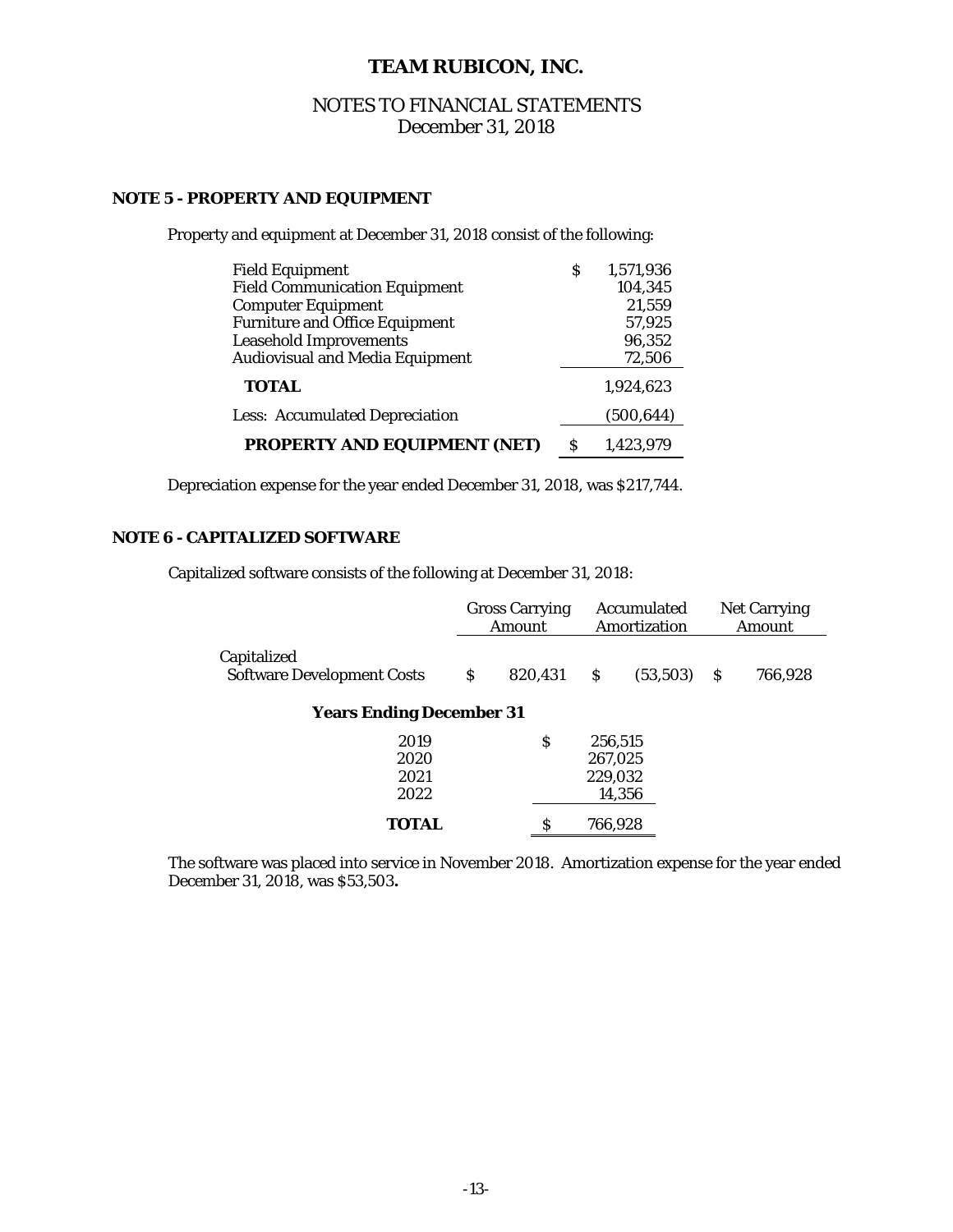# TEAM RUBICON, INC.

NOTES TO FINANCIAL STATEMENTS
December 31, 2018

## NOTE 5 - PROPERTY AND EQUIPMENT

Property and equipment at December 31, 2018 consist of the following:

| | |
|---|---|
| Field Equipment | $ 1,571,936 |
| Field Communication Equipment | 104,345 |
| Computer Equipment | 21,559 |
| Furniture and Office Equipment | 57,925 |
| Leasehold Improvements | 96,352 |
| Audiovisual and Media Equipment | 72,506 |
| **TOTAL** | 1,924,623 |
| Less: Accumulated Depreciation | (500,644) |
| **PROPERTY AND EQUIPMENT (NET)** | $ 1,423,979 |

Depreciation expense for the year ended December 31, 2018, was $217,744.

## NOTE 6 - CAPITALIZED SOFTWARE

Capitalized software consists of the following at December 31, 2018:

| | Gross Carrying Amount | Accumulated Amortization | Net Carrying Amount |
|---|---|---|---|
| Capitalized Software Development Costs | $ 820,431 | $ (53,503) | $ 766,928 |

| **Years Ending December 31** | |
|---|---|
| 2019 | $ 256,515 |
| 2020 | 267,025 |
| 2021 | 229,032 |
| 2022 | 14,356 |
| **TOTAL** | $ 766,928 |

The software was placed into service in November 2018. Amortization expense for the year ended December 31, 2018, was $53,503**.**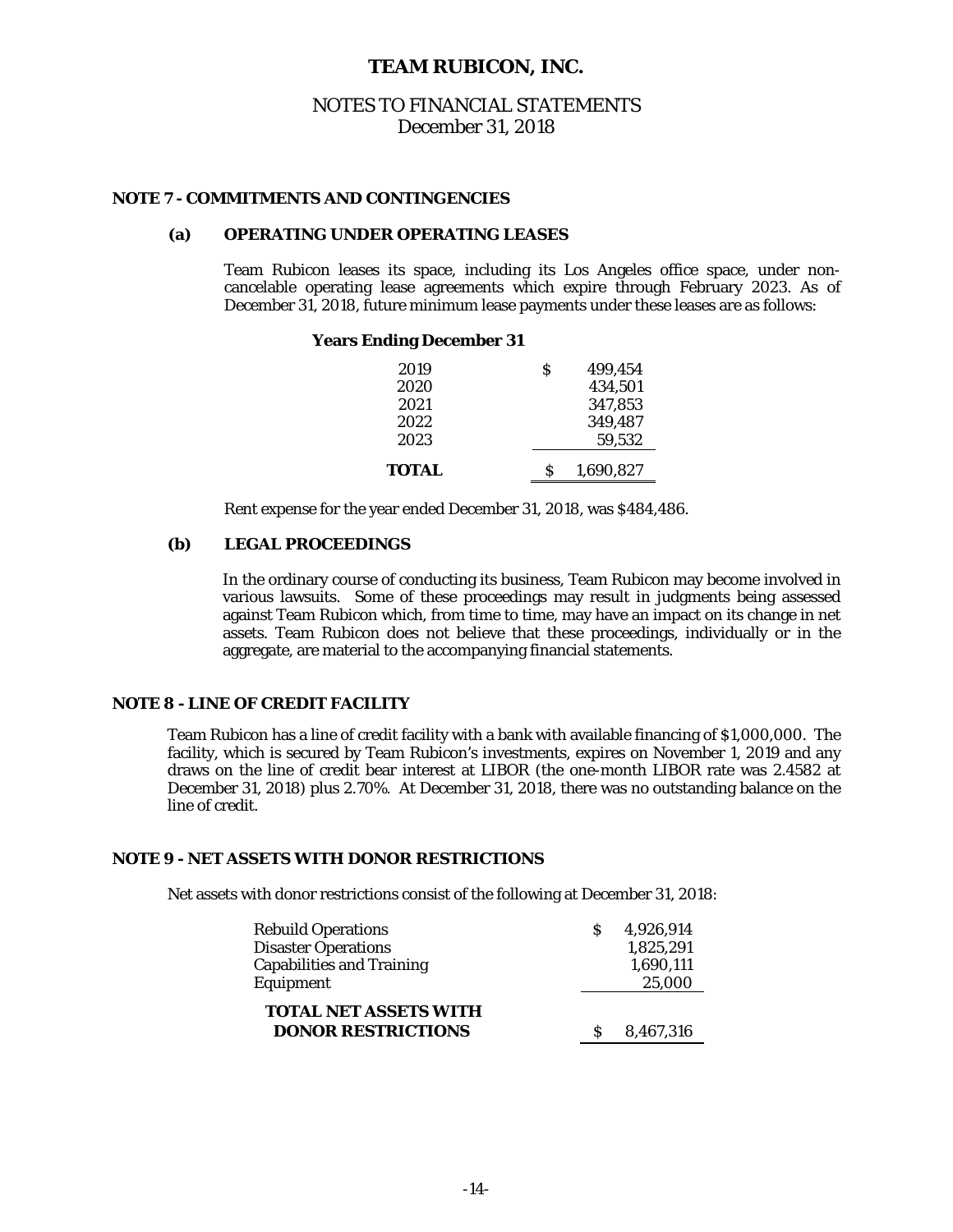# TEAM RUBICON, INC.

## NOTES TO FINANCIAL STATEMENTS
December 31, 2018

### NOTE 7 - COMMITMENTS AND CONTINGENCIES

#### (a) OPERATING UNDER OPERATING LEASES

Team Rubicon leases its space, including its Los Angeles office space, under non-cancelable operating lease agreements which expire through February 2023. As of December 31, 2018, future minimum lease payments under these leases are as follows:

| Years Ending December 31 | |
|---|---|
| 2019 | $ 499,454 |
| 2020 | 434,501 |
| 2021 | 347,853 |
| 2022 | 349,487 |
| 2023 | 59,532 |
| **TOTAL** | $ 1,690,827 |

Rent expense for the year ended December 31, 2018, was $484,486.

#### (b) LEGAL PROCEEDINGS

In the ordinary course of conducting its business, Team Rubicon may become involved in various lawsuits. Some of these proceedings may result in judgments being assessed against Team Rubicon which, from time to time, may have an impact on its change in net assets. Team Rubicon does not believe that these proceedings, individually or in the aggregate, are material to the accompanying financial statements.

### NOTE 8 - LINE OF CREDIT FACILITY

Team Rubicon has a line of credit facility with a bank with available financing of $1,000,000. The facility, which is secured by Team Rubicon's investments, expires on November 1, 2019 and any draws on the line of credit bear interest at LIBOR (the one-month LIBOR rate was 2.4582 at December 31, 2018) plus 2.70%. At December 31, 2018, there was no outstanding balance on the line of credit.

### NOTE 9 - NET ASSETS WITH DONOR RESTRICTIONS

Net assets with donor restrictions consist of the following at December 31, 2018:

| | |
|---|---|
| Rebuild Operations | $ 4,926,914 |
| Disaster Operations | 1,825,291 |
| Capabilities and Training | 1,690,111 |
| Equipment | 25,000 |
| **TOTAL NET ASSETS WITH DONOR RESTRICTIONS** | $ 8,467,316 |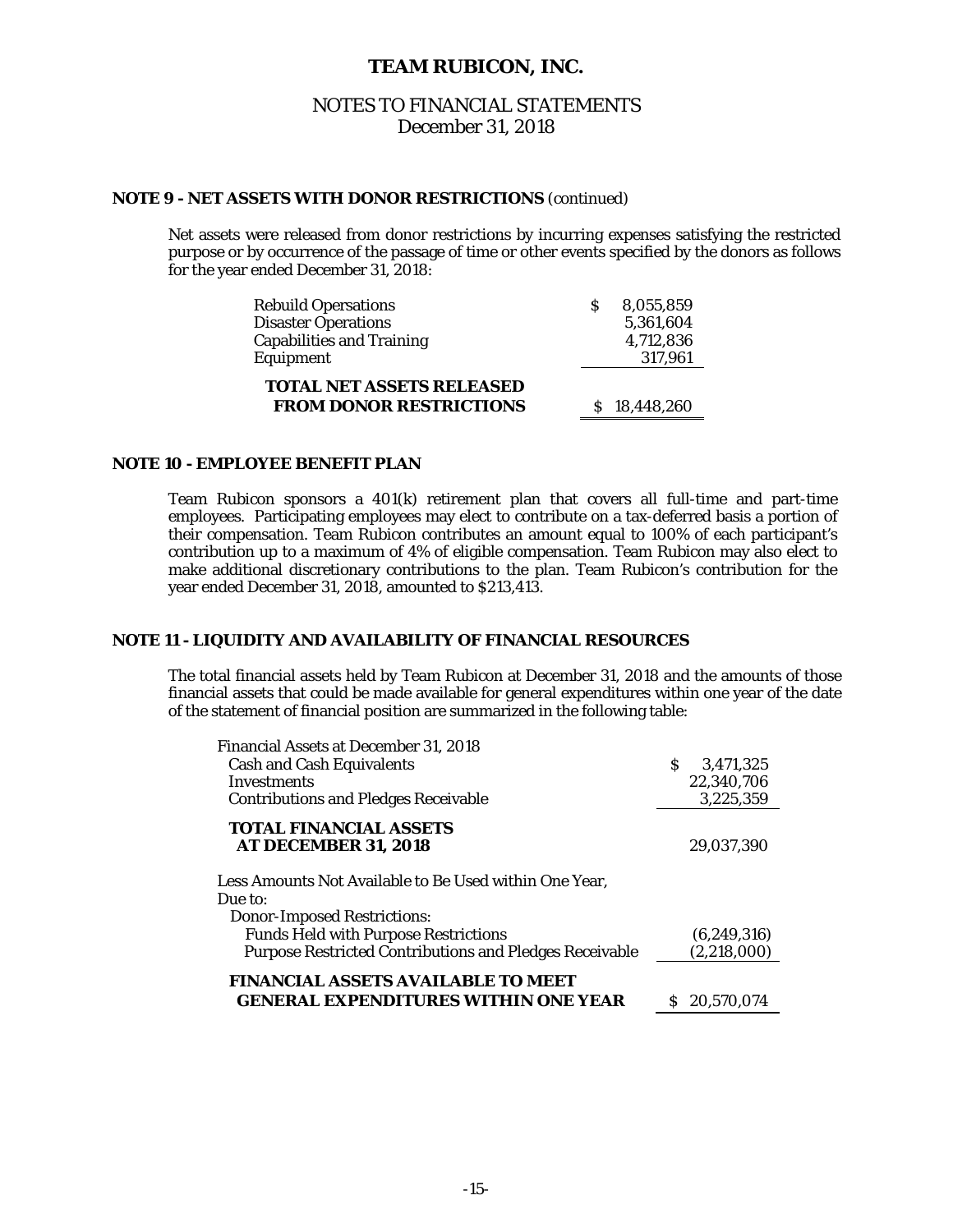# TEAM RUBICON, INC.

NOTES TO FINANCIAL STATEMENTS
December 31, 2018

**NOTE 9 - NET ASSETS WITH DONOR RESTRICTIONS** (continued)

Net assets were released from donor restrictions by incurring expenses satisfying the restricted purpose or by occurrence of the passage of time or other events specified by the donors as follows for the year ended December 31, 2018:

| | |
|---|---|
| Rebuild Opersations | $ 8,055,859 |
| Disaster Operations | 5,361,604 |
| Capabilities and Training | 4,712,836 |
| Equipment | 317,961 |
| **TOTAL NET ASSETS RELEASED FROM DONOR RESTRICTIONS** | $ 18,448,260 |

**NOTE 10 - EMPLOYEE BENEFIT PLAN**

Team Rubicon sponsors a 401(k) retirement plan that covers all full-time and part-time employees. Participating employees may elect to contribute on a tax-deferred basis a portion of their compensation. Team Rubicon contributes an amount equal to 100% of each participant's contribution up to a maximum of 4% of eligible compensation. Team Rubicon may also elect to make additional discretionary contributions to the plan. Team Rubicon's contribution for the year ended December 31, 2018, amounted to $213,413.

**NOTE 11 - LIQUIDITY AND AVAILABILITY OF FINANCIAL RESOURCES**

The total financial assets held by Team Rubicon at December 31, 2018 and the amounts of those financial assets that could be made available for general expenditures within one year of the date of the statement of financial position are summarized in the following table:

| | |
|---|---|
| Financial Assets at December 31, 2018 | |
| Cash and Cash Equivalents | $ 3,471,325 |
| Investments | 22,340,706 |
| Contributions and Pledges Receivable | 3,225,359 |
| **TOTAL FINANCIAL ASSETS AT DECEMBER 31, 2018** | 29,037,390 |
| Less Amounts Not Available to Be Used within One Year, Due to: | |
| Donor-Imposed Restrictions: | |
| Funds Held with Purpose Restrictions | (6,249,316) |
| Purpose Restricted Contributions and Pledges Receivable | (2,218,000) |
| **FINANCIAL ASSETS AVAILABLE TO MEET GENERAL EXPENDITURES WITHIN ONE YEAR** | $ 20,570,074 |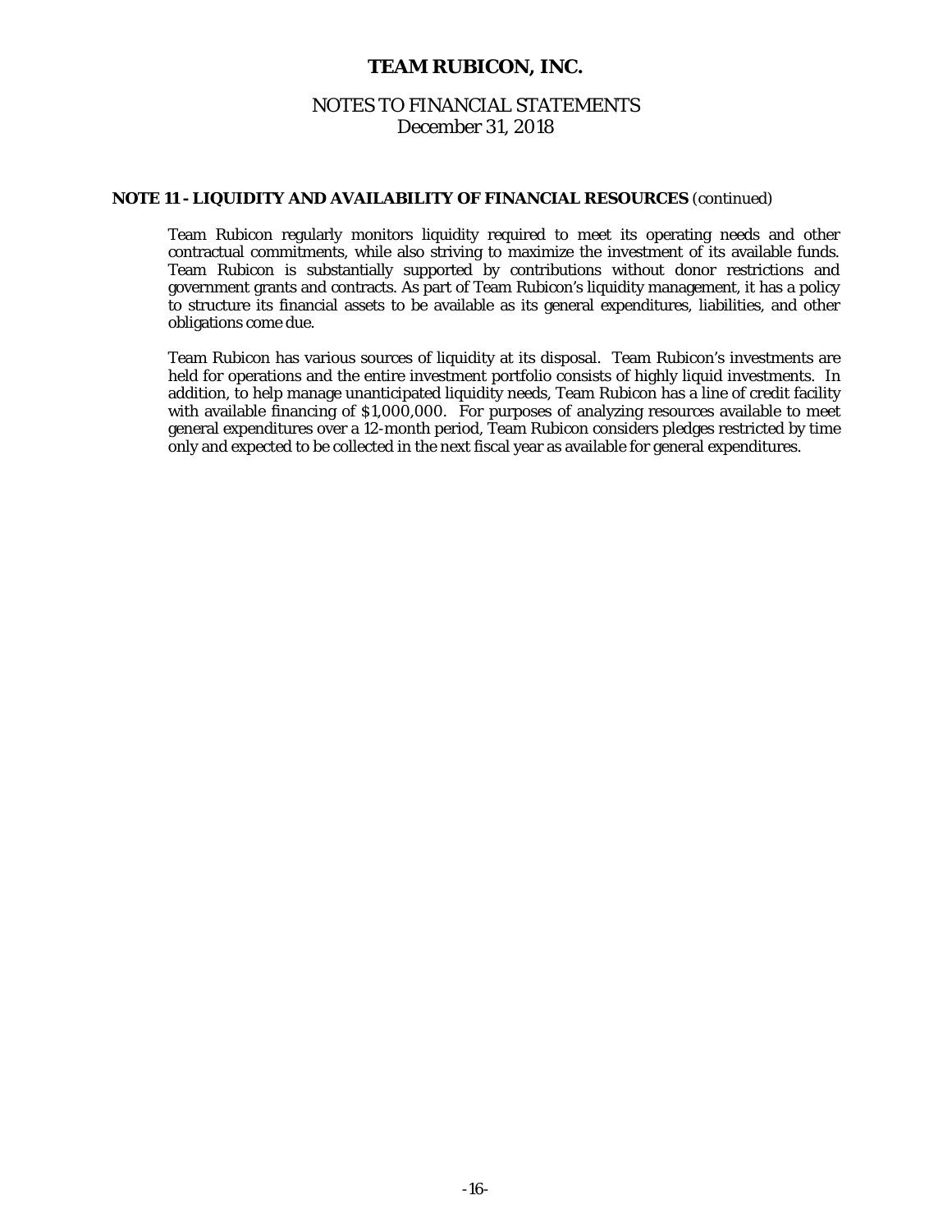# TEAM RUBICON, INC.

## NOTES TO FINANCIAL STATEMENTS
December 31, 2018

### NOTE 11 - LIQUIDITY AND AVAILABILITY OF FINANCIAL RESOURCES (continued)

Team Rubicon regularly monitors liquidity required to meet its operating needs and other contractual commitments, while also striving to maximize the investment of its available funds. Team Rubicon is substantially supported by contributions without donor restrictions and government grants and contracts. As part of Team Rubicon's liquidity management, it has a policy to structure its financial assets to be available as its general expenditures, liabilities, and other obligations come due.

Team Rubicon has various sources of liquidity at its disposal. Team Rubicon's investments are held for operations and the entire investment portfolio consists of highly liquid investments. In addition, to help manage unanticipated liquidity needs, Team Rubicon has a line of credit facility with available financing of $1,000,000. For purposes of analyzing resources available to meet general expenditures over a 12-month period, Team Rubicon considers pledges restricted by time only and expected to be collected in the next fiscal year as available for general expenditures.